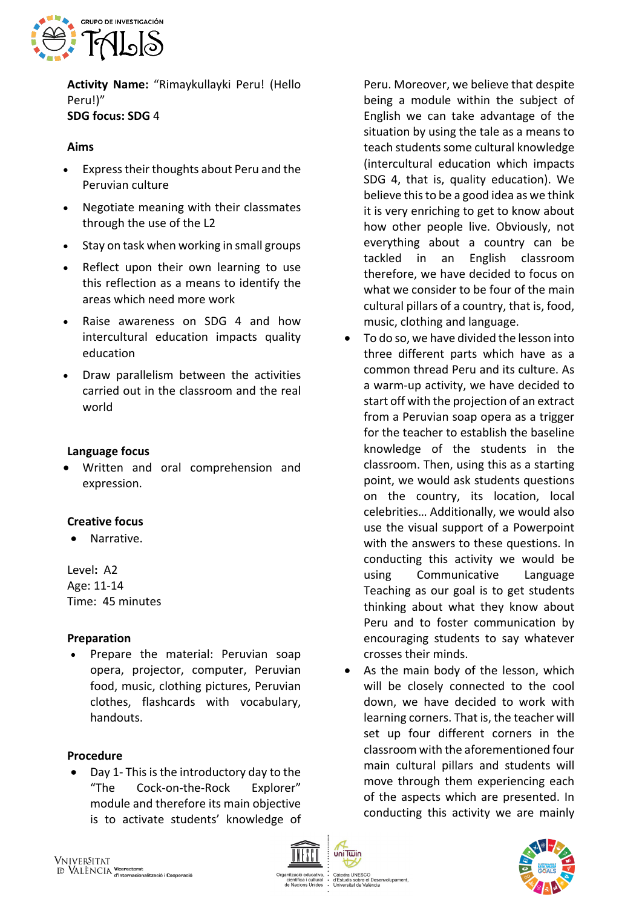**Activity Name:** "Rimaykullayki Peru! (Hello Peru!)"

**SDG focus: SDG** 4

**Aims**

- Express their thoughts about Peru and the Peruvian culture
- Negotiate meaning with their classmates through the use of the L2
- Stay on task when working in small groups
- Reflect upon their own learning to use this reflection as a means to identify the areas which need more work
- Raise awareness on SDG 4 and how intercultural education impacts quality education
- Draw parallelism between the activities carried out in the classroom and the real world

**Language focus**

- Written and oral comprehension and expression.

**Creative focus**

- Narrative.

Level: A2

Age: 11-14

Time: 45 minutes

**Preparation**

- Prepare the material: Peruvian soap opera, projector, computer, Peruvian food, music, clothing pictures, Peruvian clothes, flashcards with vocabulary, handouts.

**Procedure**

- Day 1- This is the introductory day to the "The Cock-on-the-Rock Explorer" module and therefore its main objective is to activate students' knowledge of Peru. Moreover, we believe that despite being a module within the subject of English we can take advantage of the situation by using the tale as a means to teach students some cultural knowledge (intercultural education which impacts SDG 4, that is, quality education). We believe this to be a good idea as we think it is very enriching to get to know about how other people live. Obviously, not everything about a country can be tackled in an English classroom therefore, we have decided to focus on what we consider to be four of the main cultural pillars of a country, that is, food, music, clothing and language.
- To do so, we have divided the lesson into three different parts which have as a common thread Peru and its culture. As a warm-up activity, we have decided to start off with the projection of an extract from a Peruvian soap opera as a trigger for the teacher to establish the baseline knowledge of the students in the classroom. Then, using this as a starting point, we would ask students questions on the country, its location, local celebrities… Additionally, we would also use the visual support of a Powerpoint with the answers to these questions. In conducting this activity we would be using Communicative Language Teaching as our goal is to get students thinking about what they know about Peru and to foster communication by encouraging students to say whatever crosses their minds.
- As the main body of the lesson, which will be closely connected to the cool down, we have decided to work with learning corners. That is, the teacher will set up four different corners in the classroom with the aforementioned four main cultural pillars and students will move through them experiencing each of the aspects which are presented. In conducting this activity we are mainly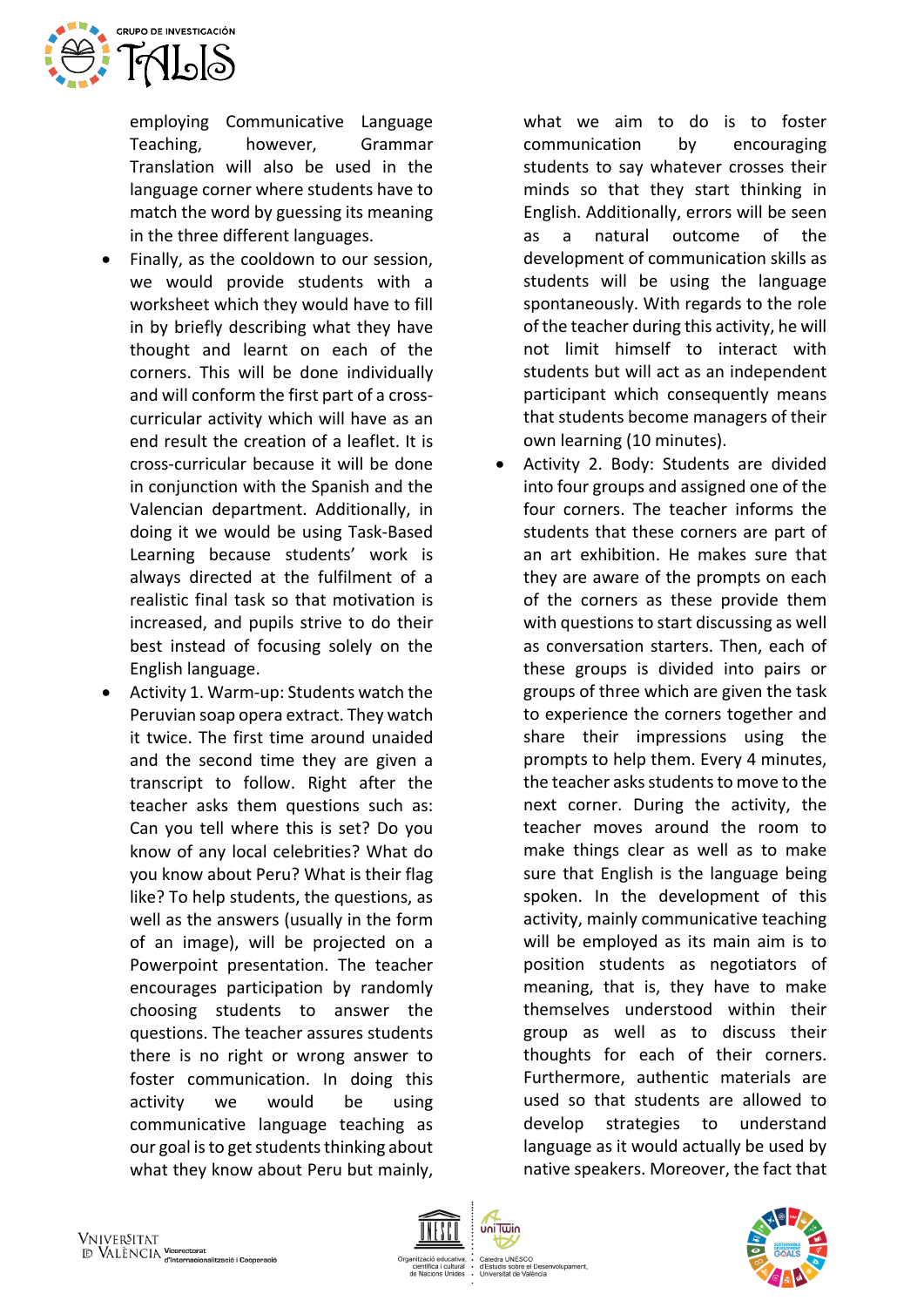employing Communicative Language Teaching, however, Grammar Translation will also be used in the language corner where students have to match the word by guessing its meaning in the three different languages.

- Finally, as the cooldown to our session, we would provide students with a worksheet which they would have to fill in by briefly describing what they have thought and learnt on each of the corners. This will be done individually and will conform the first part of a cross-curricular activity which will have as an end result the creation of a leaflet. It is cross-curricular because it will be done in conjunction with the Spanish and the Valencian department. Additionally, in doing it we would be using Task-Based Learning because students' work is always directed at the fulfilment of a realistic final task so that motivation is increased, and pupils strive to do their best instead of focusing solely on the English language.
- Activity 1. Warm-up: Students watch the Peruvian soap opera extract. They watch it twice. The first time around unaided and the second time they are given a transcript to follow. Right after the teacher asks them questions such as: Can you tell where this is set? Do you know of any local celebrities? What do you know about Peru? What is their flag like? To help students, the questions, as well as the answers (usually in the form of an image), will be projected on a Powerpoint presentation. The teacher encourages participation by randomly choosing students to answer the questions. The teacher assures students there is no right or wrong answer to foster communication. In doing this activity we would be using communicative language teaching as our goal is to get students thinking about what they know about Peru but mainly, what we aim to do is to foster communication by encouraging students to say whatever crosses their minds so that they start thinking in English. Additionally, errors will be seen as a natural outcome of the development of communication skills as students will be using the language spontaneously. With regards to the role of the teacher during this activity, he will not limit himself to interact with students but will act as an independent participant which consequently means that students become managers of their own learning (10 minutes).
- Activity 2. Body: Students are divided into four groups and assigned one of the four corners. The teacher informs the students that these corners are part of an art exhibition. He makes sure that they are aware of the prompts on each of the corners as these provide them with questions to start discussing as well as conversation starters. Then, each of these groups is divided into pairs or groups of three which are given the task to experience the corners together and share their impressions using the prompts to help them. Every 4 minutes, the teacher asks students to move to the next corner. During the activity, the teacher moves around the room to make things clear as well as to make sure that English is the language being spoken. In the development of this activity, mainly communicative teaching will be employed as its main aim is to position students as negotiators of meaning, that is, they have to make themselves understood within their group as well as to discuss their thoughts for each of their corners. Furthermore, authentic materials are used so that students are allowed to develop strategies to understand language as it would actually be used by native speakers. Moreover, the fact that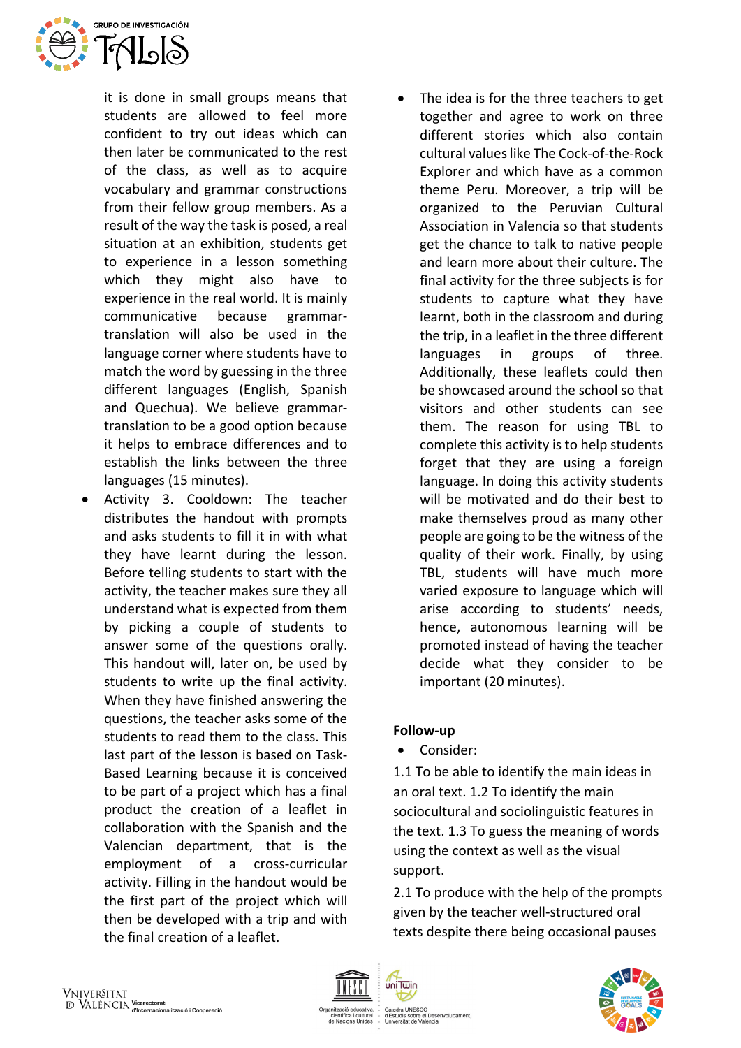it is done in small groups means that students are allowed to feel more confident to try out ideas which can then later be communicated to the rest of the class, as well as to acquire vocabulary and grammar constructions from their fellow group members. As a result of the way the task is posed, a real situation at an exhibition, students get to experience in a lesson something which they might also have to experience in the real world. It is mainly communicative because grammar-translation will also be used in the language corner where students have to match the word by guessing in the three different languages (English, Spanish and Quechua). We believe grammar-translation to be a good option because it helps to embrace differences and to establish the links between the three languages (15 minutes).

- Activity 3. Cooldown: The teacher distributes the handout with prompts and asks students to fill it in with what they have learnt during the lesson. Before telling students to start with the activity, the teacher makes sure they all understand what is expected from them by picking a couple of students to answer some of the questions orally. This handout will, later on, be used by students to write up the final activity. When they have finished answering the questions, the teacher asks some of the students to read them to the class. This last part of the lesson is based on Task-Based Learning because it is conceived to be part of a project which has a final product the creation of a leaflet in collaboration with the Spanish and the Valencian department, that is the employment of a cross-curricular activity. Filling in the handout would be the first part of the project which will then be developed with a trip and with the final creation of a leaflet.
- The idea is for the three teachers to get together and agree to work on three different stories which also contain cultural values like The Cock-of-the-Rock Explorer and which have as a common theme Peru. Moreover, a trip will be organized to the Peruvian Cultural Association in Valencia so that students get the chance to talk to native people and learn more about their culture. The final activity for the three subjects is for students to capture what they have learnt, both in the classroom and during the trip, in a leaflet in the three different languages in groups of three. Additionally, these leaflets could then be showcased around the school so that visitors and other students can see them. The reason for using TBL to complete this activity is to help students forget that they are using a foreign language. In doing this activity students will be motivated and do their best to make themselves proud as many other people are going to be the witness of the quality of their work. Finally, by using TBL, students will have much more varied exposure to language which will arise according to students' needs, hence, autonomous learning will be promoted instead of having the teacher decide what they consider to be important (20 minutes).

**Follow-up**

- Consider:

1.1 To be able to identify the main ideas in an oral text. 1.2 To identify the main sociocultural and sociolinguistic features in the text. 1.3 To guess the meaning of words using the context as well as the visual support.

2.1 To produce with the help of the prompts given by the teacher well-structured oral texts despite there being occasional pauses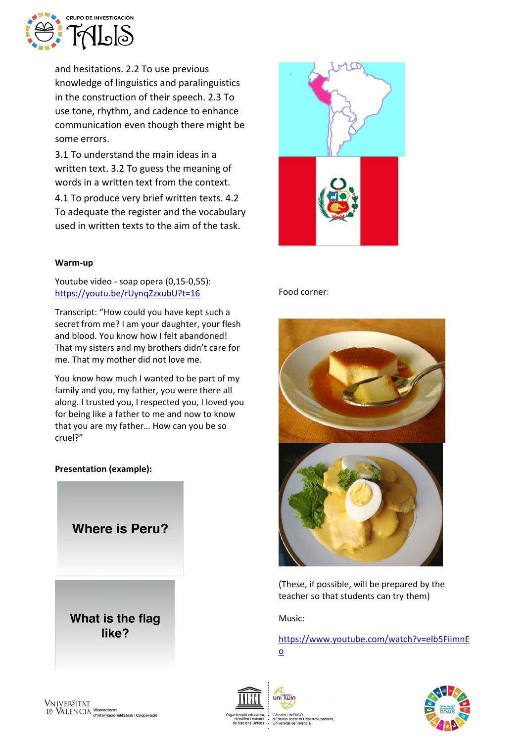and hesitations. 2.2 To use previous knowledge of linguistics and paralinguistics in the construction of their speech. 2.3 To use tone, rhythm, and cadence to enhance communication even though there might be some errors.

3.1 To understand the main ideas in a written text. 3.2 To guess the meaning of words in a written text from the context.

4.1 To produce very brief written texts. 4.2 To adequate the register and the vocabulary used in written texts to the aim of the task.

**Warm-up**

Youtube video - soap opera (0,15-0,55): https://youtu.be/rUynqZzxubU?t=16

Transcript: "How could you have kept such a secret from me? I am your daughter, your flesh and blood. You know how I felt abandoned! That my sisters and my brothers didn't care for me. That my mother did not love me.

You know how much I wanted to be part of my family and you, my father, you were there all along. I trusted you, I respected you, I loved you for being like a father to me and now to know that you are my father… How can you be so cruel?"

**Presentation (example):**

**Where is Peru?**

**What is the flag like?**

Food corner:

(These, if possible, will be prepared by the teacher so that students can try them)

Music:

https://www.youtube.com/watch?v=elb5FiimnEo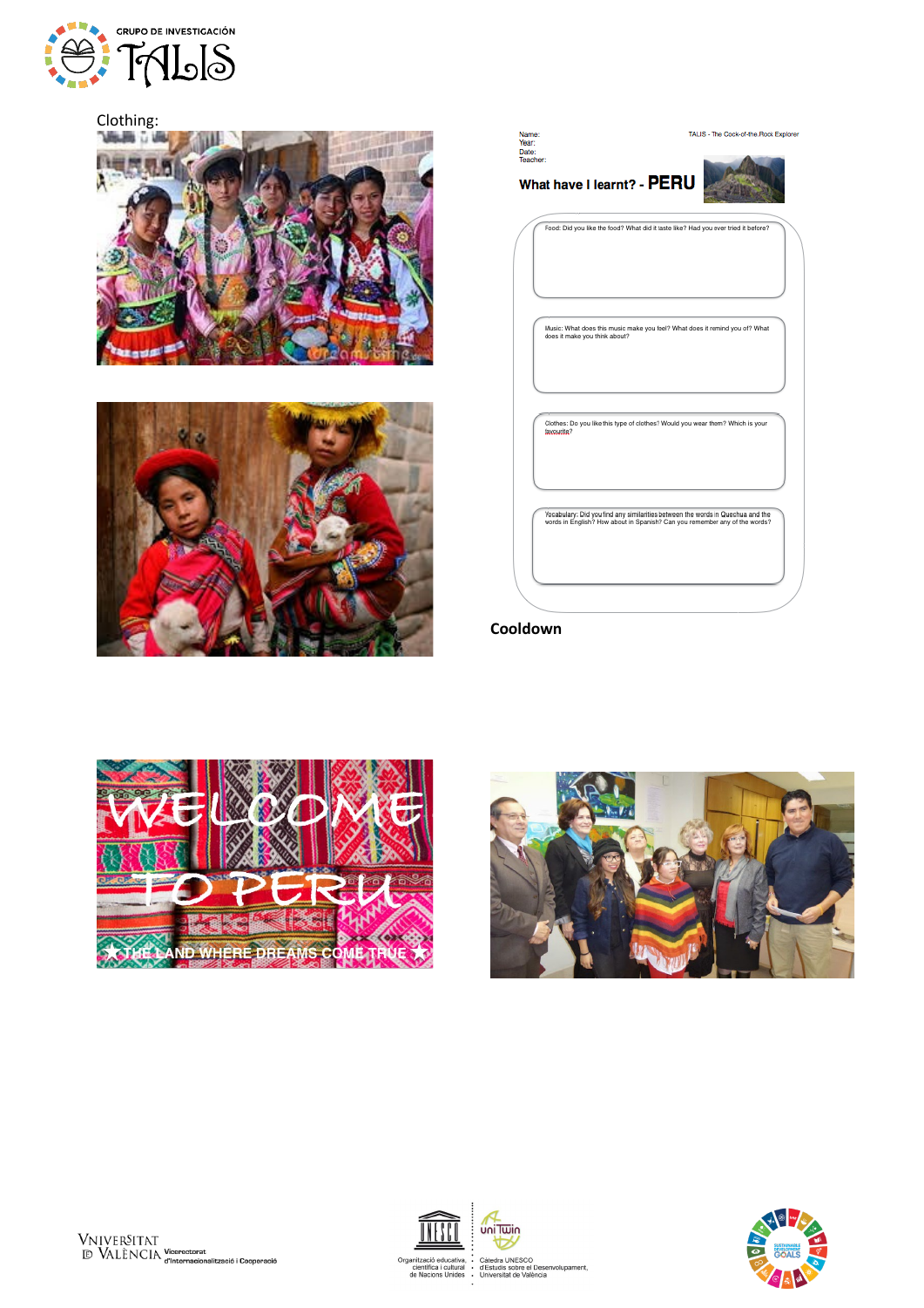Clothing:

Name:
Year:
Date:
Teacher:

TALIS - The Cock-of-the-Rock Explorer

**What have I learnt? - PERU**

Food: Did you like the food? What did it taste like? Had you ever tried it before?

Music: What does this music make you feel? What does it remind you of? What does it make you think about?

Clothes: Do you like this type of clothes? Would you wear them? Which is your favourite?

Vocabulary: Did you find any similarities between the words in Quechua and the words in English? How about in Spanish? Can you remember any of the words?

**Cooldown**

WELCOME TO PERU

★ THE LAND WHERE DREAMS COME TRUE ★